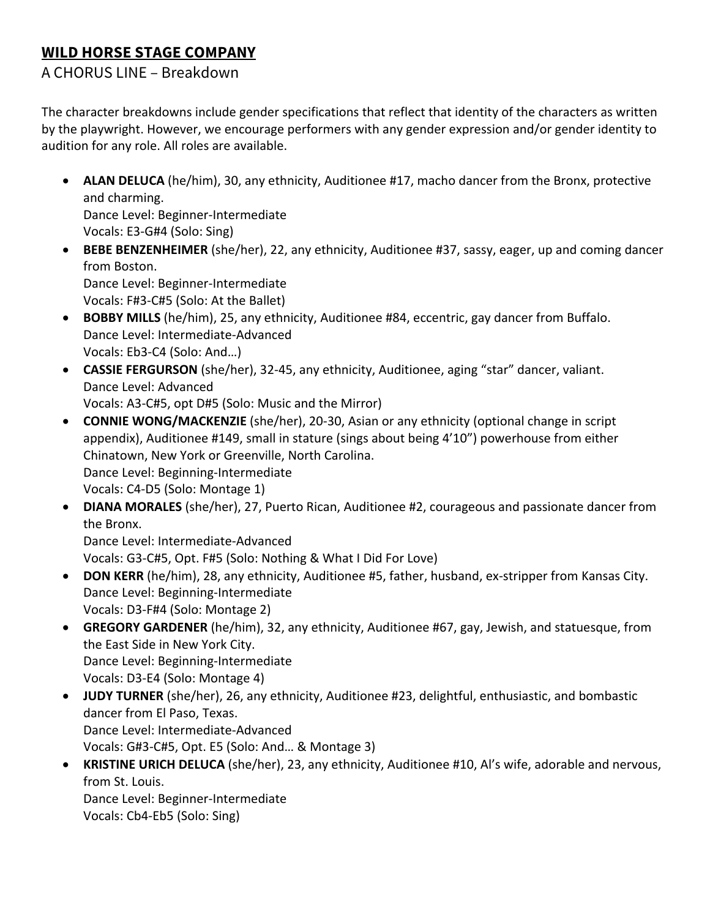# **WILD HORSE STAGE COMPANY**

A CHORUS LINE – Breakdown

The character breakdowns include gender specifications that reflect that identity of the characters as written by the playwright. However, we encourage performers with any gender expression and/or gender identity to audition for any role. All roles are available.

- **ALAN DELUCA** (he/him), 30, any ethnicity, Auditionee #17, macho dancer from the Bronx, protective and charming.
  Dance Level: Beginner-Intermediate
  Vocals: E3-G#4 (Solo: Sing)
- **BEBE BENZENHEIMER** (she/her), 22, any ethnicity, Auditionee #37, sassy, eager, up and coming dancer from Boston.
  Dance Level: Beginner-Intermediate
  Vocals: F#3-C#5 (Solo: At the Ballet)
- **BOBBY MILLS** (he/him), 25, any ethnicity, Auditionee #84, eccentric, gay dancer from Buffalo.
  Dance Level: Intermediate-Advanced
  Vocals: Eb3-C4 (Solo: And…)
- **CASSIE FERGURSON** (she/her), 32-45, any ethnicity, Auditionee, aging "star" dancer, valiant.
  Dance Level: Advanced
  Vocals: A3-C#5, opt D#5 (Solo: Music and the Mirror)
- **CONNIE WONG/MACKENZIE** (she/her), 20-30, Asian or any ethnicity (optional change in script appendix), Auditionee #149, small in stature (sings about being 4'10") powerhouse from either Chinatown, New York or Greenville, North Carolina.
  Dance Level: Beginning-Intermediate
  Vocals: C4-D5 (Solo: Montage 1)
- **DIANA MORALES** (she/her), 27, Puerto Rican, Auditionee #2, courageous and passionate dancer from the Bronx.
  Dance Level: Intermediate-Advanced
  Vocals: G3-C#5, Opt. F#5 (Solo: Nothing & What I Did For Love)
- **DON KERR** (he/him), 28, any ethnicity, Auditionee #5, father, husband, ex-stripper from Kansas City.
  Dance Level: Beginning-Intermediate
  Vocals: D3-F#4 (Solo: Montage 2)
- **GREGORY GARDENER** (he/him), 32, any ethnicity, Auditionee #67, gay, Jewish, and statuesque, from the East Side in New York City.
  Dance Level: Beginning-Intermediate
  Vocals: D3-E4 (Solo: Montage 4)
- **JUDY TURNER** (she/her), 26, any ethnicity, Auditionee #23, delightful, enthusiastic, and bombastic dancer from El Paso, Texas.
  Dance Level: Intermediate-Advanced
  Vocals: G#3-C#5, Opt. E5 (Solo: And… & Montage 3)
- **KRISTINE URICH DELUCA** (she/her), 23, any ethnicity, Auditionee #10, Al's wife, adorable and nervous, from St. Louis.
  Dance Level: Beginner-Intermediate
  Vocals: Cb4-Eb5 (Solo: Sing)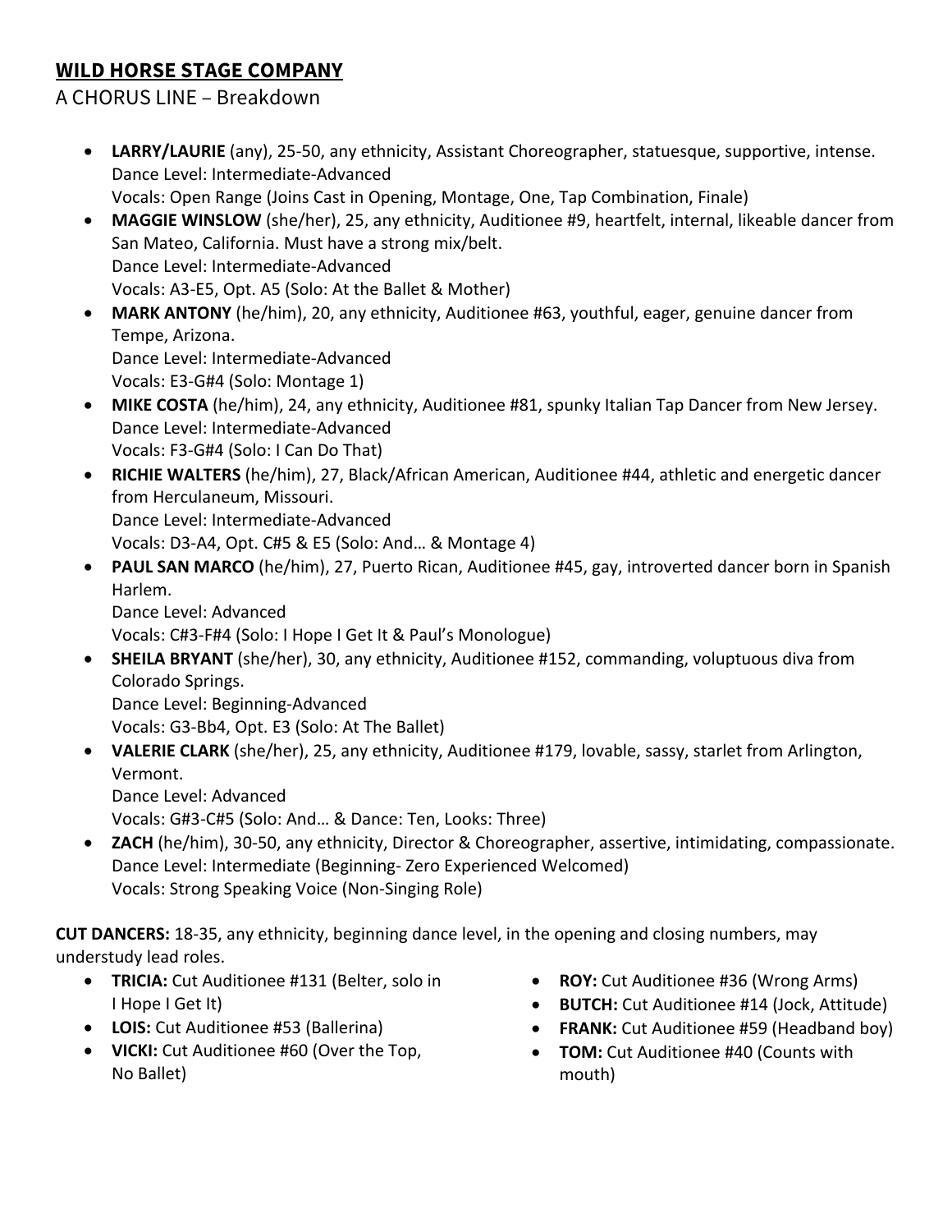**WILD HORSE STAGE COMPANY**

A CHORUS LINE – Breakdown

- **LARRY/LAURIE** (any), 25-50, any ethnicity, Assistant Choreographer, statuesque, supportive, intense.
  Dance Level: Intermediate-Advanced
  Vocals: Open Range (Joins Cast in Opening, Montage, One, Tap Combination, Finale)
- **MAGGIE WINSLOW** (she/her), 25, any ethnicity, Auditionee #9, heartfelt, internal, likeable dancer from San Mateo, California. Must have a strong mix/belt.
  Dance Level: Intermediate-Advanced
  Vocals: A3-E5, Opt. A5 (Solo: At the Ballet & Mother)
- **MARK ANTONY** (he/him), 20, any ethnicity, Auditionee #63, youthful, eager, genuine dancer from Tempe, Arizona.
  Dance Level: Intermediate-Advanced
  Vocals: E3-G#4 (Solo: Montage 1)
- **MIKE COSTA** (he/him), 24, any ethnicity, Auditionee #81, spunky Italian Tap Dancer from New Jersey.
  Dance Level: Intermediate-Advanced
  Vocals: F3-G#4 (Solo: I Can Do That)
- **RICHIE WALTERS** (he/him), 27, Black/African American, Auditionee #44, athletic and energetic dancer from Herculaneum, Missouri.
  Dance Level: Intermediate-Advanced
  Vocals: D3-A4, Opt. C#5 & E5 (Solo: And… & Montage 4)
- **PAUL SAN MARCO** (he/him), 27, Puerto Rican, Auditionee #45, gay, introverted dancer born in Spanish Harlem.
  Dance Level: Advanced
  Vocals: C#3-F#4 (Solo: I Hope I Get It & Paul's Monologue)
- **SHEILA BRYANT** (she/her), 30, any ethnicity, Auditionee #152, commanding, voluptuous diva from Colorado Springs.
  Dance Level: Beginning-Advanced
  Vocals: G3-Bb4, Opt. E3 (Solo: At The Ballet)
- **VALERIE CLARK** (she/her), 25, any ethnicity, Auditionee #179, lovable, sassy, starlet from Arlington, Vermont.
  Dance Level: Advanced
  Vocals: G#3-C#5 (Solo: And… & Dance: Ten, Looks: Three)
- **ZACH** (he/him), 30-50, any ethnicity, Director & Choreographer, assertive, intimidating, compassionate.
  Dance Level: Intermediate (Beginning- Zero Experienced Welcomed)
  Vocals: Strong Speaking Voice (Non-Singing Role)

**CUT DANCERS:** 18-35, any ethnicity, beginning dance level, in the opening and closing numbers, may understudy lead roles.

- **TRICIA:** Cut Auditionee #131 (Belter, solo in I Hope I Get It)
- **LOIS:** Cut Auditionee #53 (Ballerina)
- **VICKI:** Cut Auditionee #60 (Over the Top, No Ballet)
- **ROY:** Cut Auditionee #36 (Wrong Arms)
- **BUTCH:** Cut Auditionee #14 (Jock, Attitude)
- **FRANK:** Cut Auditionee #59 (Headband boy)
- **TOM:** Cut Auditionee #40 (Counts with mouth)